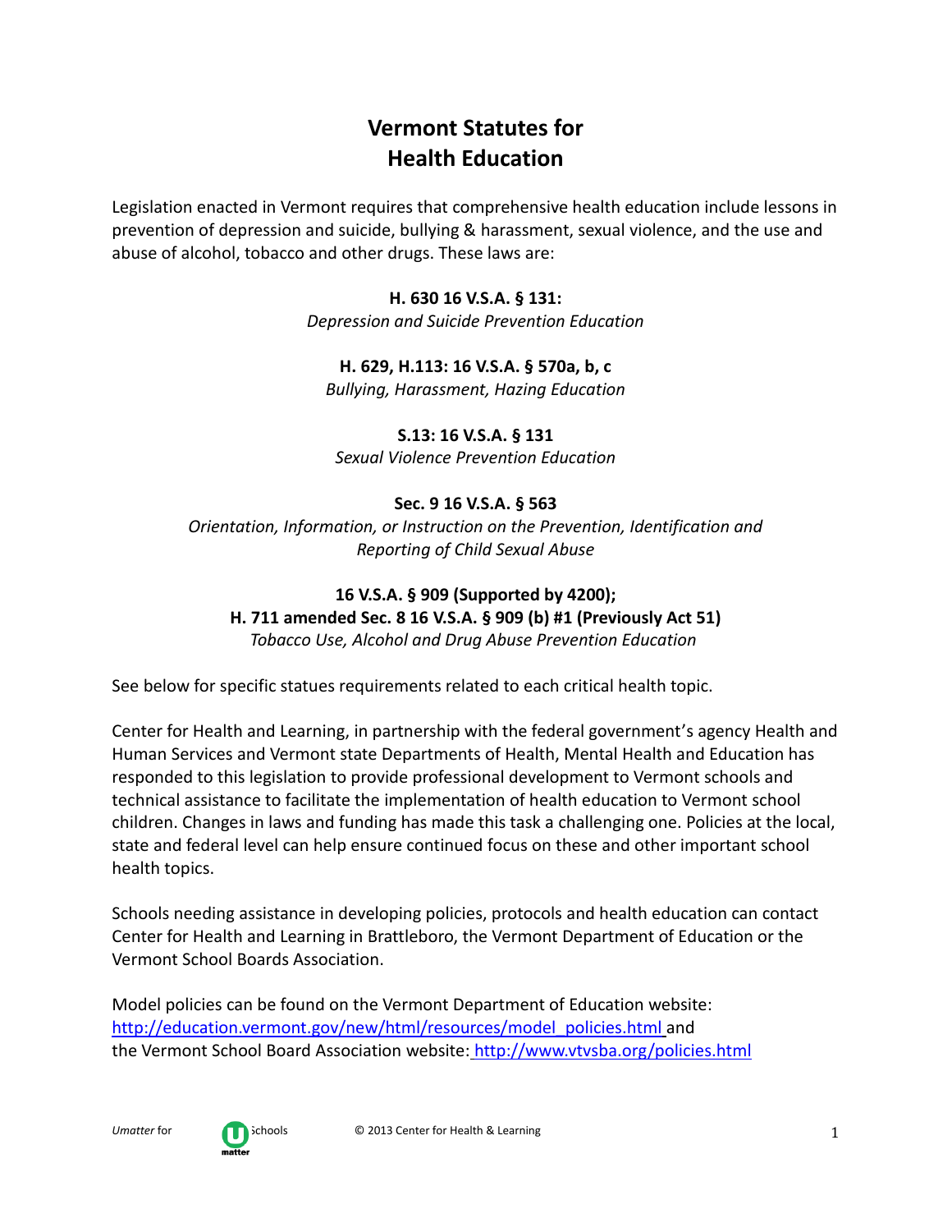# Vermont Statutes for Health Education

Legislation enacted in Vermont requires that comprehensive health education include lessons in prevention of depression and suicide, bullying & harassment, sexual violence, and the use and abuse of alcohol, tobacco and other drugs. These laws are:

**H. 630 16 V.S.A. § 131:**
*Depression and Suicide Prevention Education*

**H. 629, H.113: 16 V.S.A. § 570a, b, c**
*Bullying, Harassment, Hazing Education*

**S.13: 16 V.S.A. § 131**
*Sexual Violence Prevention Education*

**Sec. 9 16 V.S.A. § 563**
*Orientation, Information, or Instruction on the Prevention, Identification and Reporting of Child Sexual Abuse*

**16 V.S.A. § 909 (Supported by 4200);**
**H. 711 amended Sec. 8 16 V.S.A. § 909 (b) #1 (Previously Act 51)**
*Tobacco Use, Alcohol and Drug Abuse Prevention Education*

See below for specific statues requirements related to each critical health topic.

Center for Health and Learning, in partnership with the federal government's agency Health and Human Services and Vermont state Departments of Health, Mental Health and Education has responded to this legislation to provide professional development to Vermont schools and technical assistance to facilitate the implementation of health education to Vermont school children. Changes in laws and funding has made this task a challenging one. Policies at the local, state and federal level can help ensure continued focus on these and other important school health topics.

Schools needing assistance in developing policies, protocols and health education can contact Center for Health and Learning in Brattleboro, the Vermont Department of Education or the Vermont School Boards Association.

Model policies can be found on the Vermont Department of Education website: http://education.vermont.gov/new/html/resources/model_policies.html and the Vermont School Board Association website: http://www.vtvsba.org/policies.html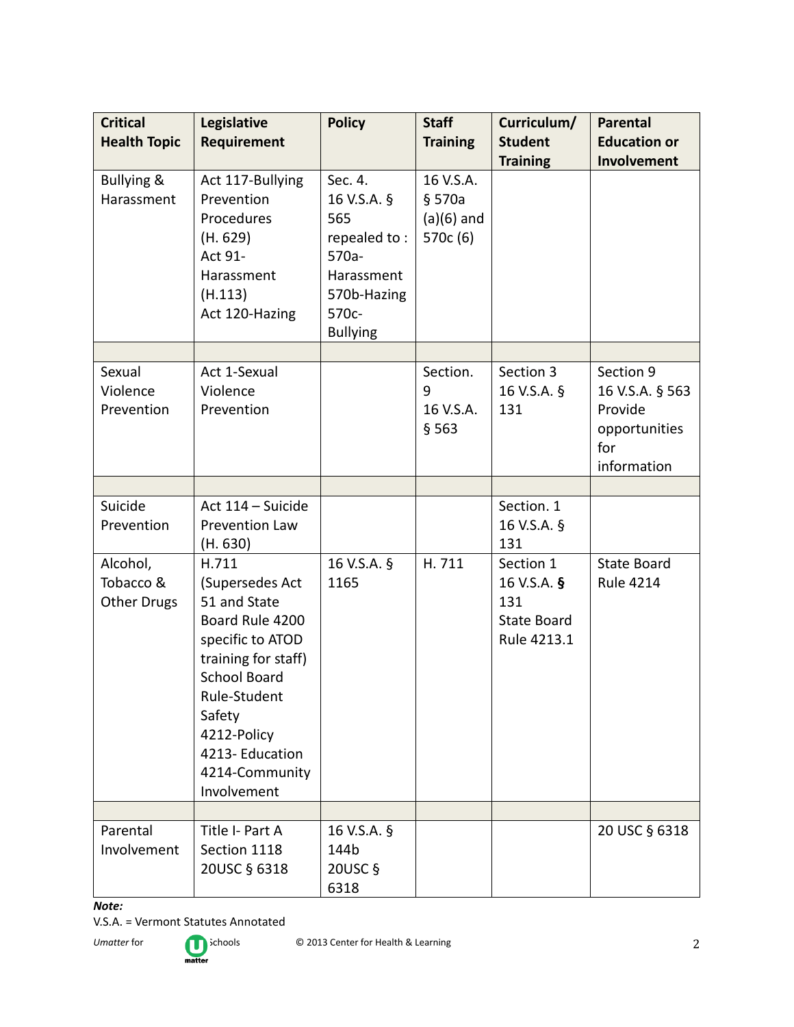| Critical Health Topic | Legislative Requirement | Policy | Staff Training | Curriculum/ Student Training | Parental Education or Involvement |
|---|---|---|---|---|---|
| Bullying & Harassment | Act 117-Bullying Prevention Procedures (H. 629) Act 91- Harassment (H.113) Act 120-Hazing | Sec. 4. 16 V.S.A. § 565 repealed to : 570a- Harassment 570b-Hazing 570c- Bullying | 16 V.S.A. § 570a (a)(6) and 570c (6) | | |
| | | | | | |
| Sexual Violence Prevention | Act 1-Sexual Violence Prevention | | Section. 9 16 V.S.A. § 563 | Section 3 16 V.S.A. § 131 | Section 9 16 V.S.A. § 563 Provide opportunities for information |
| | | | | | |
| Suicide Prevention | Act 114 – Suicide Prevention Law (H. 630) | | | Section. 1 16 V.S.A. § 131 | |
| Alcohol, Tobacco & Other Drugs | H.711 (Supersedes Act 51 and State Board Rule 4200 specific to ATOD training for staff) School Board Rule-Student Safety 4212-Policy 4213- Education 4214-Community Involvement | 16 V.S.A. § 1165 | H. 711 | Section 1 16 V.S.A. **§** 131 State Board Rule 4213.1 | State Board Rule 4214 |
| | | | | | |
| Parental Involvement | Title I- Part A Section 1118 20USC § 6318 | 16 V.S.A. § 144b 20USC § 6318 | | | 20 USC § 6318 |

***Note:***
V.S.A. = Vermont Statutes Annotated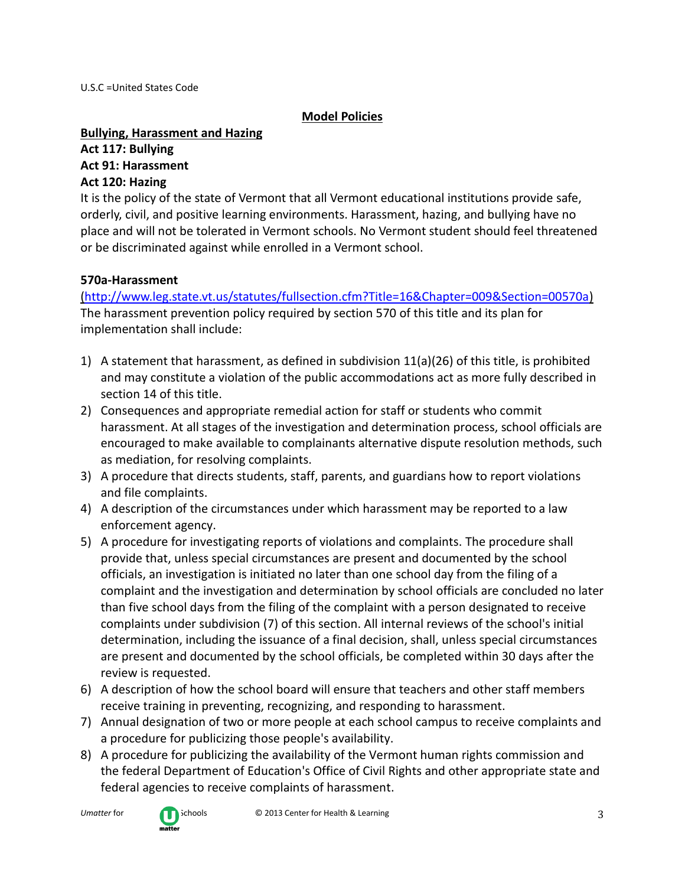U.S.C =United States Code

## Model Policies

**Bullying, Harassment and Hazing**
**Act 117: Bullying**
**Act 91: Harassment**
**Act 120: Hazing**

It is the policy of the state of Vermont that all Vermont educational institutions provide safe, orderly, civil, and positive learning environments. Harassment, hazing, and bullying have no place and will not be tolerated in Vermont schools. No Vermont student should feel threatened or be discriminated against while enrolled in a Vermont school.

**570a-Harassment**

(http://www.leg.state.vt.us/statutes/fullsection.cfm?Title=16&Chapter=009&Section=00570a)
The harassment prevention policy required by section 570 of this title and its plan for implementation shall include:

1) A statement that harassment, as defined in subdivision 11(a)(26) of this title, is prohibited and may constitute a violation of the public accommodations act as more fully described in section 14 of this title.
2) Consequences and appropriate remedial action for staff or students who commit harassment. At all stages of the investigation and determination process, school officials are encouraged to make available to complainants alternative dispute resolution methods, such as mediation, for resolving complaints.
3) A procedure that directs students, staff, parents, and guardians how to report violations and file complaints.
4) A description of the circumstances under which harassment may be reported to a law enforcement agency.
5) A procedure for investigating reports of violations and complaints. The procedure shall provide that, unless special circumstances are present and documented by the school officials, an investigation is initiated no later than one school day from the filing of a complaint and the investigation and determination by school officials are concluded no later than five school days from the filing of the complaint with a person designated to receive complaints under subdivision (7) of this section. All internal reviews of the school's initial determination, including the issuance of a final decision, shall, unless special circumstances are present and documented by the school officials, be completed within 30 days after the review is requested.
6) A description of how the school board will ensure that teachers and other staff members receive training in preventing, recognizing, and responding to harassment.
7) Annual designation of two or more people at each school campus to receive complaints and a procedure for publicizing those people's availability.
8) A procedure for publicizing the availability of the Vermont human rights commission and the federal Department of Education's Office of Civil Rights and other appropriate state and federal agencies to receive complaints of harassment.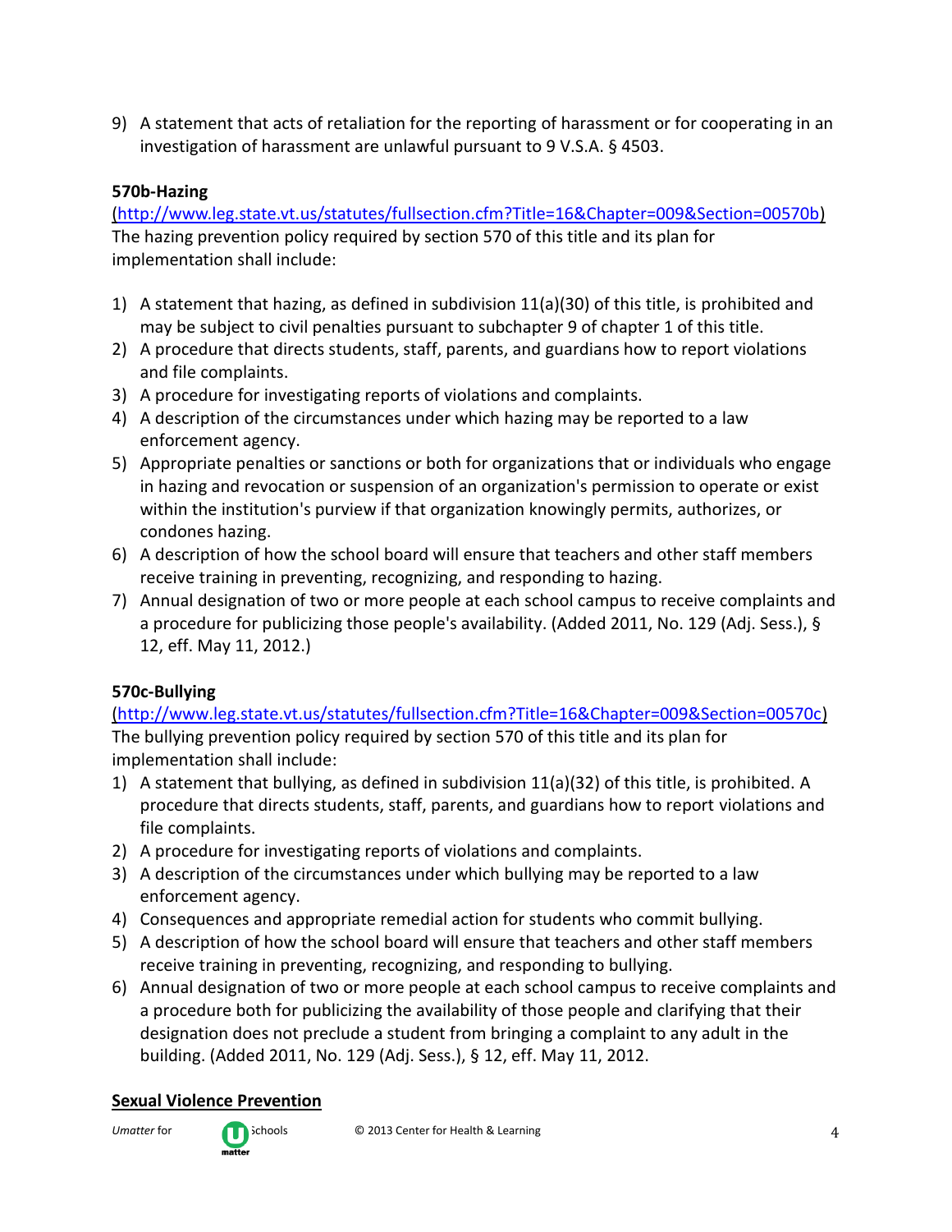9) A statement that acts of retaliation for the reporting of harassment or for cooperating in an investigation of harassment are unlawful pursuant to 9 V.S.A. § 4503.

**570b-Hazing**

(http://www.leg.state.vt.us/statutes/fullsection.cfm?Title=16&Chapter=009&Section=00570b)
The hazing prevention policy required by section 570 of this title and its plan for implementation shall include:

1) A statement that hazing, as defined in subdivision 11(a)(30) of this title, is prohibited and may be subject to civil penalties pursuant to subchapter 9 of chapter 1 of this title.
2) A procedure that directs students, staff, parents, and guardians how to report violations and file complaints.
3) A procedure for investigating reports of violations and complaints.
4) A description of the circumstances under which hazing may be reported to a law enforcement agency.
5) Appropriate penalties or sanctions or both for organizations that or individuals who engage in hazing and revocation or suspension of an organization's permission to operate or exist within the institution's purview if that organization knowingly permits, authorizes, or condones hazing.
6) A description of how the school board will ensure that teachers and other staff members receive training in preventing, recognizing, and responding to hazing.
7) Annual designation of two or more people at each school campus to receive complaints and a procedure for publicizing those people's availability. (Added 2011, No. 129 (Adj. Sess.), § 12, eff. May 11, 2012.)

**570c-Bullying**

(http://www.leg.state.vt.us/statutes/fullsection.cfm?Title=16&Chapter=009&Section=00570c)
The bullying prevention policy required by section 570 of this title and its plan for implementation shall include:

1) A statement that bullying, as defined in subdivision 11(a)(32) of this title, is prohibited. A procedure that directs students, staff, parents, and guardians how to report violations and file complaints.
2) A procedure for investigating reports of violations and complaints.
3) A description of the circumstances under which bullying may be reported to a law enforcement agency.
4) Consequences and appropriate remedial action for students who commit bullying.
5) A description of how the school board will ensure that teachers and other staff members receive training in preventing, recognizing, and responding to bullying.
6) Annual designation of two or more people at each school campus to receive complaints and a procedure both for publicizing the availability of those people and clarifying that their designation does not preclude a student from bringing a complaint to any adult in the building. (Added 2011, No. 129 (Adj. Sess.), § 12, eff. May 11, 2012.

**Sexual Violence Prevention**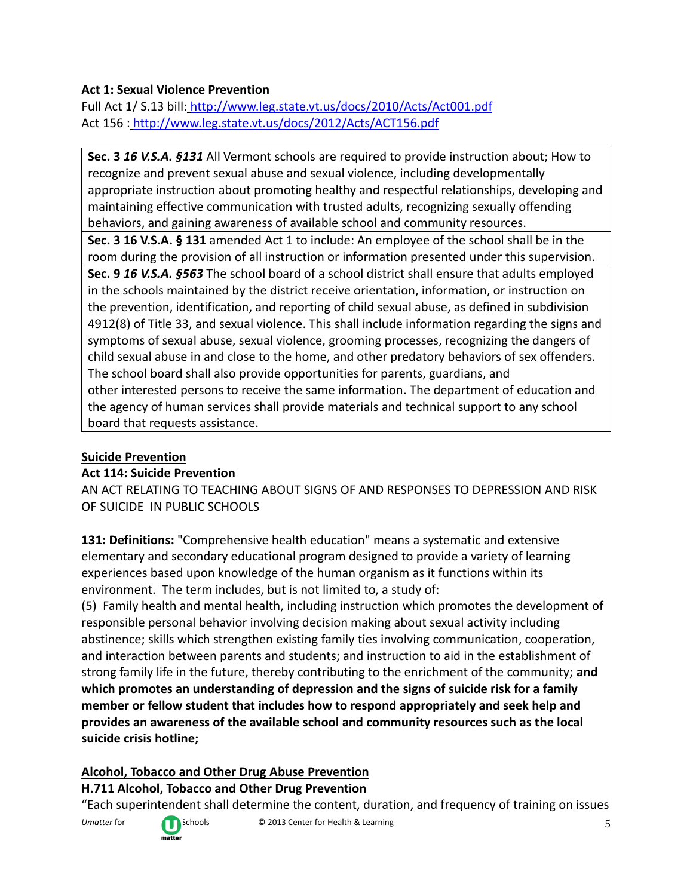**Act 1: Sexual Violence Prevention**

Full Act 1/ S.13 bill: http://www.leg.state.vt.us/docs/2010/Acts/Act001.pdf
Act 156 : http://www.leg.state.vt.us/docs/2012/Acts/ACT156.pdf

| **Sec. 3** ***16 V.S.A. §131*** All Vermont schools are required to provide instruction about; How to recognize and prevent sexual abuse and sexual violence, including developmentally appropriate instruction about promoting healthy and respectful relationships, developing and maintaining effective communication with trusted adults, recognizing sexually offending behaviors, and gaining awareness of available school and community resources. |
|---|
| **Sec. 3 16 V.S.A. § 131** amended Act 1 to include: An employee of the school shall be in the room during the provision of all instruction or information presented under this supervision. |
| **Sec. 9** ***16 V.S.A. §563*** The school board of a school district shall ensure that adults employed in the schools maintained by the district receive orientation, information, or instruction on the prevention, identification, and reporting of child sexual abuse, as defined in subdivision 4912(8) of Title 33, and sexual violence. This shall include information regarding the signs and symptoms of sexual abuse, sexual violence, grooming processes, recognizing the dangers of child sexual abuse in and close to the home, and other predatory behaviors of sex offenders. The school board shall also provide opportunities for parents, guardians, and other interested persons to receive the same information. The department of education and the agency of human services shall provide materials and technical support to any school board that requests assistance. |

**Suicide Prevention**

**Act 114: Suicide Prevention**

AN ACT RELATING TO TEACHING ABOUT SIGNS OF AND RESPONSES TO DEPRESSION AND RISK OF SUICIDE IN PUBLIC SCHOOLS

**131: Definitions:** "Comprehensive health education" means a systematic and extensive elementary and secondary educational program designed to provide a variety of learning experiences based upon knowledge of the human organism as it functions within its environment. The term includes, but is not limited to, a study of:

(5) Family health and mental health, including instruction which promotes the development of responsible personal behavior involving decision making about sexual activity including abstinence; skills which strengthen existing family ties involving communication, cooperation, and interaction between parents and students; and instruction to aid in the establishment of strong family life in the future, thereby contributing to the enrichment of the community; **and which promotes an understanding of depression and the signs of suicide risk for a family member or fellow student that includes how to respond appropriately and seek help and provides an awareness of the available school and community resources such as the local suicide crisis hotline;**

**Alcohol, Tobacco and Other Drug Abuse Prevention**

**H.711 Alcohol, Tobacco and Other Drug Prevention**

"Each superintendent shall determine the content, duration, and frequency of training on issues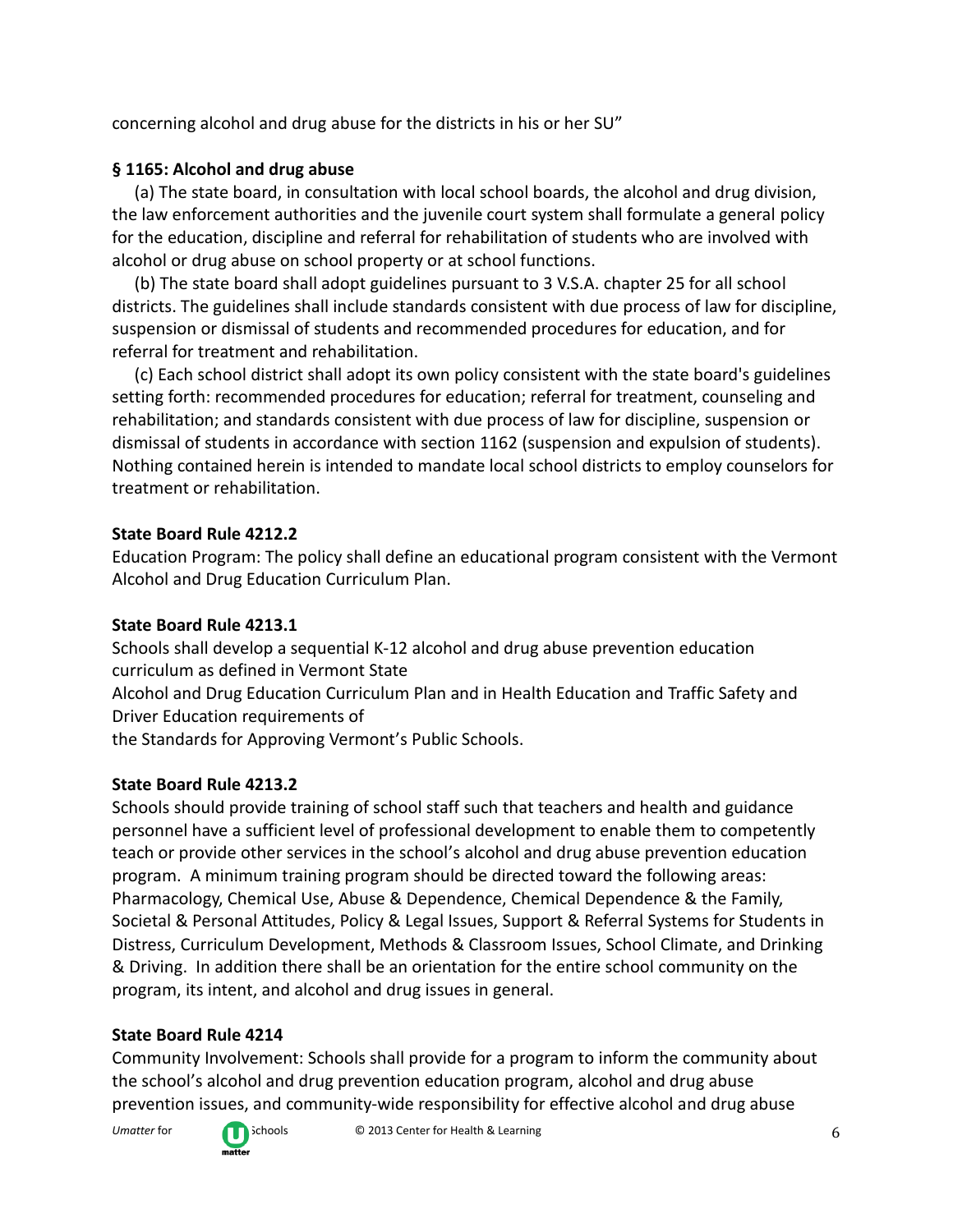concerning alcohol and drug abuse for the districts in his or her SU"

**§ 1165: Alcohol and drug abuse**

(a) The state board, in consultation with local school boards, the alcohol and drug division, the law enforcement authorities and the juvenile court system shall formulate a general policy for the education, discipline and referral for rehabilitation of students who are involved with alcohol or drug abuse on school property or at school functions.

(b) The state board shall adopt guidelines pursuant to 3 V.S.A. chapter 25 for all school districts. The guidelines shall include standards consistent with due process of law for discipline, suspension or dismissal of students and recommended procedures for education, and for referral for treatment and rehabilitation.

(c) Each school district shall adopt its own policy consistent with the state board's guidelines setting forth: recommended procedures for education; referral for treatment, counseling and rehabilitation; and standards consistent with due process of law for discipline, suspension or dismissal of students in accordance with section 1162 (suspension and expulsion of students). Nothing contained herein is intended to mandate local school districts to employ counselors for treatment or rehabilitation.

**State Board Rule 4212.2**

Education Program: The policy shall define an educational program consistent with the Vermont Alcohol and Drug Education Curriculum Plan.

**State Board Rule 4213.1**

Schools shall develop a sequential K-12 alcohol and drug abuse prevention education curriculum as defined in Vermont State
Alcohol and Drug Education Curriculum Plan and in Health Education and Traffic Safety and Driver Education requirements of
the Standards for Approving Vermont's Public Schools.

**State Board Rule 4213.2**

Schools should provide training of school staff such that teachers and health and guidance personnel have a sufficient level of professional development to enable them to competently teach or provide other services in the school's alcohol and drug abuse prevention education program. A minimum training program should be directed toward the following areas: Pharmacology, Chemical Use, Abuse & Dependence, Chemical Dependence & the Family, Societal & Personal Attitudes, Policy & Legal Issues, Support & Referral Systems for Students in Distress, Curriculum Development, Methods & Classroom Issues, School Climate, and Drinking & Driving. In addition there shall be an orientation for the entire school community on the program, its intent, and alcohol and drug issues in general.

**State Board Rule 4214**

Community Involvement: Schools shall provide for a program to inform the community about the school's alcohol and drug prevention education program, alcohol and drug abuse prevention issues, and community-wide responsibility for effective alcohol and drug abuse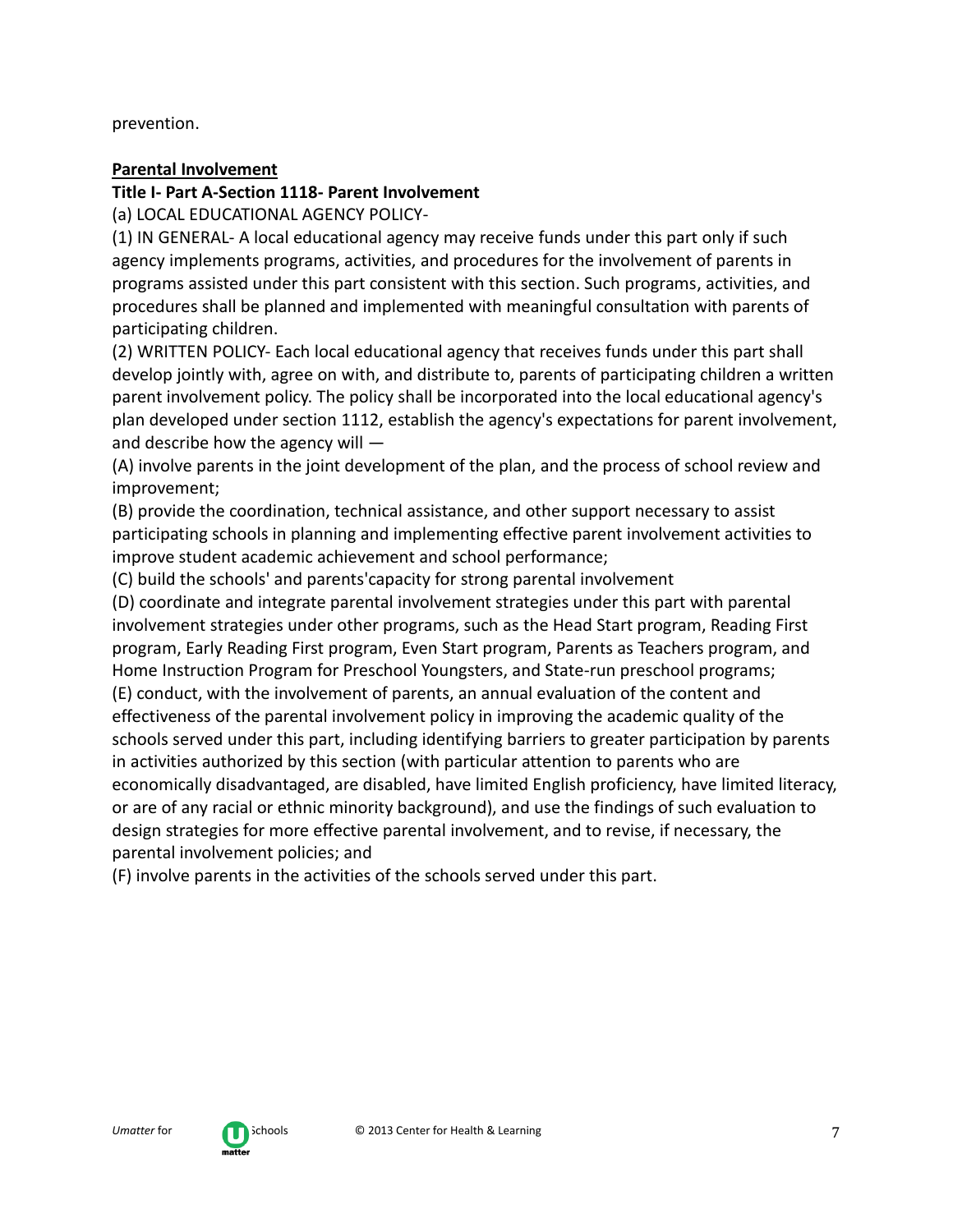prevention.

**Parental Involvement**

**Title I- Part A-Section 1118- Parent Involvement**

(a) LOCAL EDUCATIONAL AGENCY POLICY-

(1) IN GENERAL- A local educational agency may receive funds under this part only if such agency implements programs, activities, and procedures for the involvement of parents in programs assisted under this part consistent with this section. Such programs, activities, and procedures shall be planned and implemented with meaningful consultation with parents of participating children.

(2) WRITTEN POLICY- Each local educational agency that receives funds under this part shall develop jointly with, agree on with, and distribute to, parents of participating children a written parent involvement policy. The policy shall be incorporated into the local educational agency's plan developed under section 1112, establish the agency's expectations for parent involvement, and describe how the agency will —

(A) involve parents in the joint development of the plan, and the process of school review and improvement;

(B) provide the coordination, technical assistance, and other support necessary to assist participating schools in planning and implementing effective parent involvement activities to improve student academic achievement and school performance;

(C) build the schools' and parents'capacity for strong parental involvement

(D) coordinate and integrate parental involvement strategies under this part with parental involvement strategies under other programs, such as the Head Start program, Reading First program, Early Reading First program, Even Start program, Parents as Teachers program, and Home Instruction Program for Preschool Youngsters, and State-run preschool programs;

(E) conduct, with the involvement of parents, an annual evaluation of the content and effectiveness of the parental involvement policy in improving the academic quality of the schools served under this part, including identifying barriers to greater participation by parents in activities authorized by this section (with particular attention to parents who are economically disadvantaged, are disabled, have limited English proficiency, have limited literacy, or are of any racial or ethnic minority background), and use the findings of such evaluation to design strategies for more effective parental involvement, and to revise, if necessary, the parental involvement policies; and

(F) involve parents in the activities of the schools served under this part.